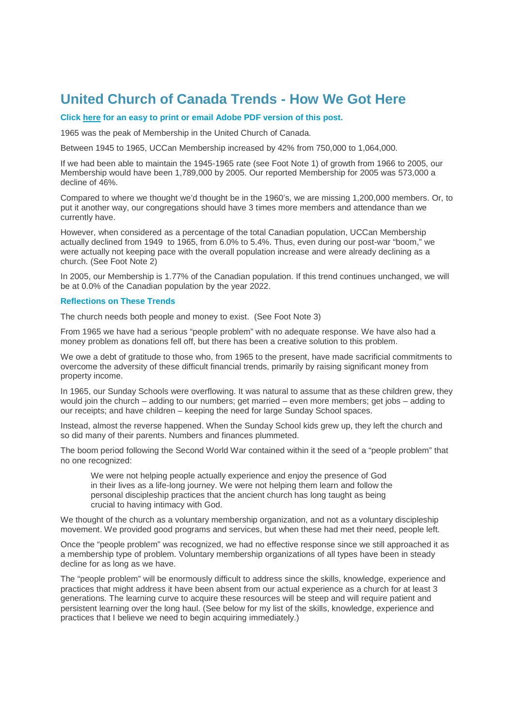# United Church of Canada Trends - How We Got Here

**Click here for an easy to print or email Adobe PDF version of this post.**

1965 was the peak of Membership in the United Church of Canada.

Between 1945 to 1965, UCCan Membership increased by 42% from 750,000 to 1,064,000.

If we had been able to maintain the 1945-1965 rate (see Foot Note 1) of growth from 1966 to 2005, our Membership would have been 1,789,000 by 2005. Our reported Membership for 2005 was 573,000 a decline of 46%.

Compared to where we thought we'd thought be in the 1960's, we are missing 1,200,000 members. Or, to put it another way, our congregations should have 3 times more members and attendance than we currently have.

However, when considered as a percentage of the total Canadian population, UCCan Membership actually declined from 1949 to 1965, from 6.0% to 5.4%. Thus, even during our post-war "boom," we were actually not keeping pace with the overall population increase and were already declining as a church. (See Foot Note 2)

In 2005, our Membership is 1.77% of the Canadian population. If this trend continues unchanged, we will be at 0.0% of the Canadian population by the year 2022.

### Reflections on These Trends

The church needs both people and money to exist. (See Foot Note 3)

From 1965 we have had a serious "people problem" with no adequate response. We have also had a money problem as donations fell off, but there has been a creative solution to this problem.

We owe a debt of gratitude to those who, from 1965 to the present, have made sacrificial commitments to overcome the adversity of these difficult financial trends, primarily by raising significant money from property income.

In 1965, our Sunday Schools were overflowing. It was natural to assume that as these children grew, they would join the church – adding to our numbers; get married – even more members; get jobs – adding to our receipts; and have children – keeping the need for large Sunday School spaces.

Instead, almost the reverse happened. When the Sunday School kids grew up, they left the church and so did many of their parents. Numbers and finances plummeted.

The boom period following the Second World War contained within it the seed of a "people problem" that no one recognized:

> We were not helping people actually experience and enjoy the presence of God in their lives as a life-long journey. We were not helping them learn and follow the personal discipleship practices that the ancient church has long taught as being crucial to having intimacy with God.

We thought of the church as a voluntary membership organization, and not as a voluntary discipleship movement. We provided good programs and services, but when these had met their need, people left.

Once the "people problem" was recognized, we had no effective response since we still approached it as a membership type of problem. Voluntary membership organizations of all types have been in steady decline for as long as we have.

The "people problem" will be enormously difficult to address since the skills, knowledge, experience and practices that might address it have been absent from our actual experience as a church for at least 3 generations. The learning curve to acquire these resources will be steep and will require patient and persistent learning over the long haul. (See below for my list of the skills, knowledge, experience and practices that I believe we need to begin acquiring immediately.)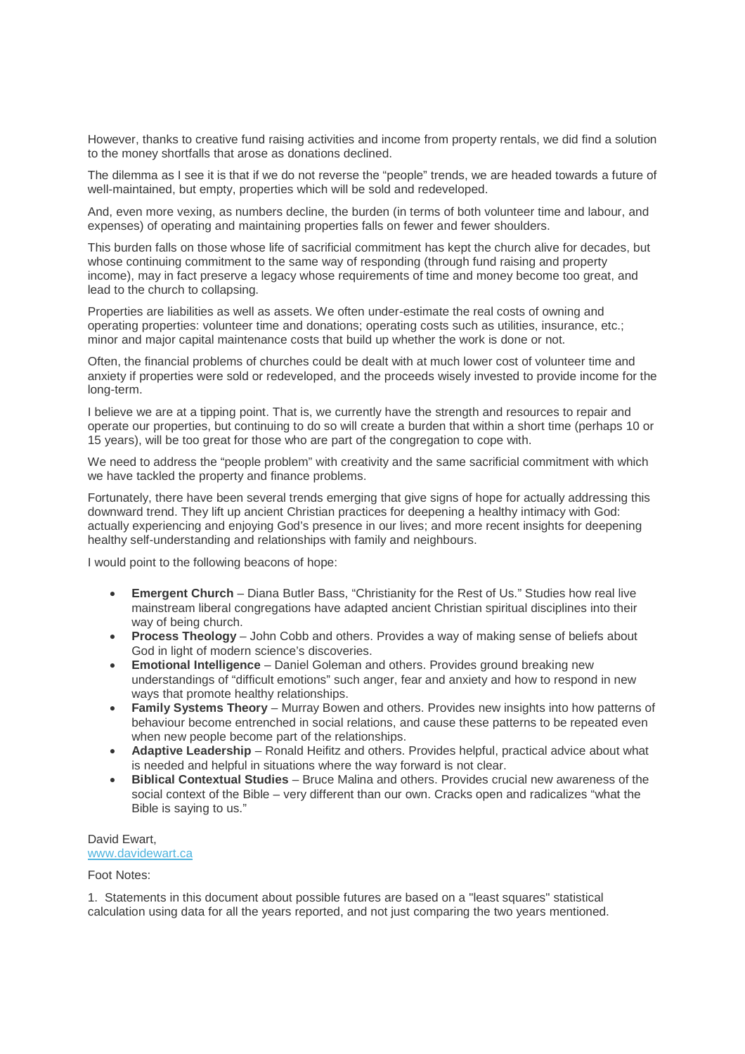However, thanks to creative fund raising activities and income from property rentals, we did find a solution to the money shortfalls that arose as donations declined.

The dilemma as I see it is that if we do not reverse the "people" trends, we are headed towards a future of well-maintained, but empty, properties which will be sold and redeveloped.

And, even more vexing, as numbers decline, the burden (in terms of both volunteer time and labour, and expenses) of operating and maintaining properties falls on fewer and fewer shoulders.

This burden falls on those whose life of sacrificial commitment has kept the church alive for decades, but whose continuing commitment to the same way of responding (through fund raising and property income), may in fact preserve a legacy whose requirements of time and money become too great, and lead to the church to collapsing.

Properties are liabilities as well as assets. We often under-estimate the real costs of owning and operating properties: volunteer time and donations; operating costs such as utilities, insurance, etc.; minor and major capital maintenance costs that build up whether the work is done or not.

Often, the financial problems of churches could be dealt with at much lower cost of volunteer time and anxiety if properties were sold or redeveloped, and the proceeds wisely invested to provide income for the long-term.

I believe we are at a tipping point. That is, we currently have the strength and resources to repair and operate our properties, but continuing to do so will create a burden that within a short time (perhaps 10 or 15 years), will be too great for those who are part of the congregation to cope with.

We need to address the "people problem" with creativity and the same sacrificial commitment with which we have tackled the property and finance problems.

Fortunately, there have been several trends emerging that give signs of hope for actually addressing this downward trend. They lift up ancient Christian practices for deepening a healthy intimacy with God: actually experiencing and enjoying God's presence in our lives; and more recent insights for deepening healthy self-understanding and relationships with family and neighbours.

I would point to the following beacons of hope:

- **Emergent Church** – Diana Butler Bass, "Christianity for the Rest of Us." Studies how real live mainstream liberal congregations have adapted ancient Christian spiritual disciplines into their way of being church.
- **Process Theology** – John Cobb and others. Provides a way of making sense of beliefs about God in light of modern science's discoveries.
- **Emotional Intelligence** – Daniel Goleman and others. Provides ground breaking new understandings of "difficult emotions" such anger, fear and anxiety and how to respond in new ways that promote healthy relationships.
- **Family Systems Theory** – Murray Bowen and others. Provides new insights into how patterns of behaviour become entrenched in social relations, and cause these patterns to be repeated even when new people become part of the relationships.
- **Adaptive Leadership** – Ronald Heifitz and others. Provides helpful, practical advice about what is needed and helpful in situations where the way forward is not clear.
- **Biblical Contextual Studies** – Bruce Malina and others. Provides crucial new awareness of the social context of the Bible – very different than our own. Cracks open and radicalizes "what the Bible is saying to us."

David Ewart,
www.davidewart.ca

Foot Notes:

1. Statements in this document about possible futures are based on a "least squares" statistical calculation using data for all the years reported, and not just comparing the two years mentioned.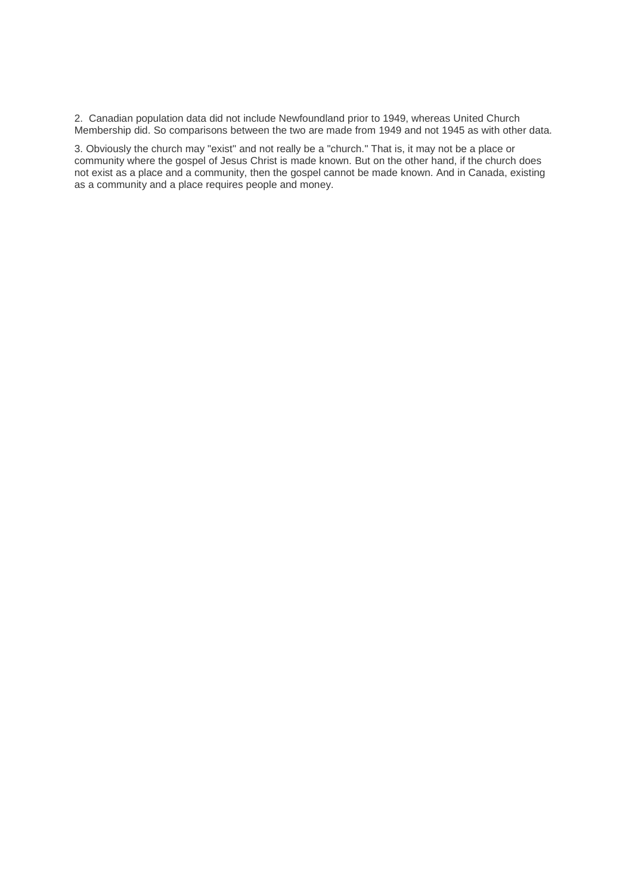2. Canadian population data did not include Newfoundland prior to 1949, whereas United Church Membership did. So comparisons between the two are made from 1949 and not 1945 as with other data.

3. Obviously the church may "exist" and not really be a "church." That is, it may not be a place or community where the gospel of Jesus Christ is made known. But on the other hand, if the church does not exist as a place and a community, then the gospel cannot be made known. And in Canada, existing as a community and a place requires people and money.